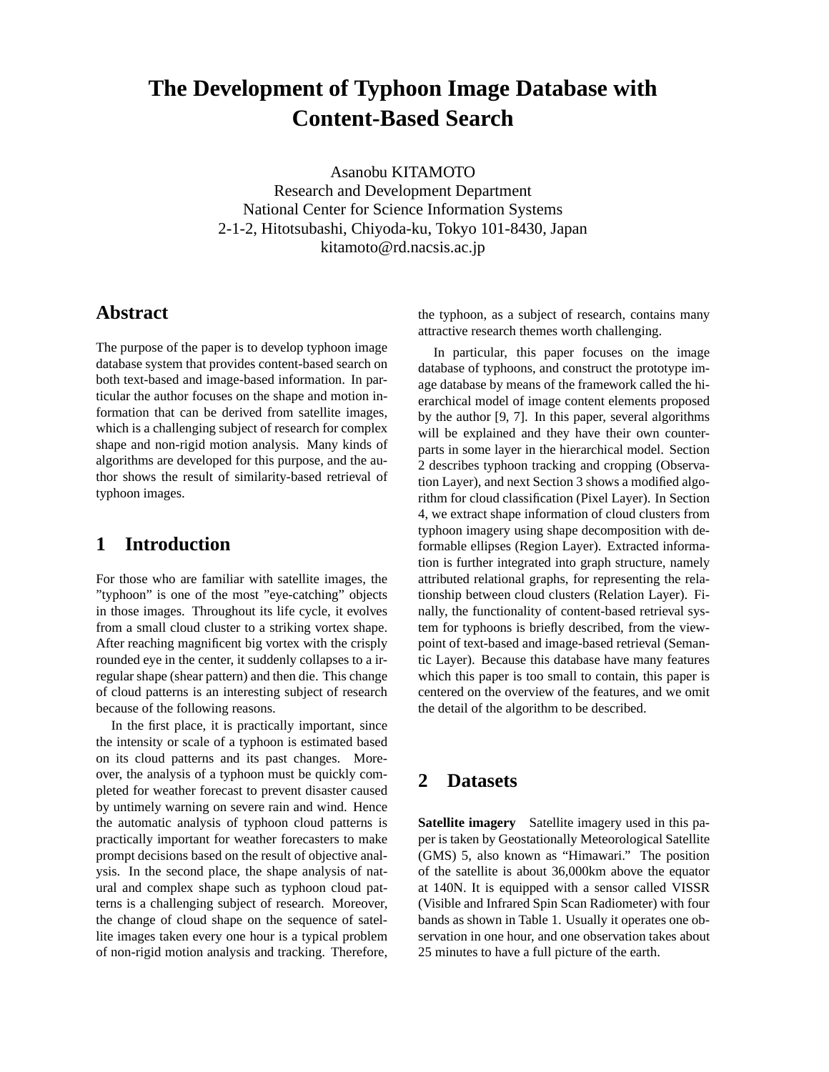# The Development of Typhoon Image Database with Content-Based Search

Asanobu KITAMOTO
Research and Development Department
National Center for Science Information Systems
2-1-2, Hitotsubashi, Chiyoda-ku, Tokyo 101-8430, Japan
kitamoto@rd.nacsis.ac.jp

## Abstract

The purpose of the paper is to develop typhoon image database system that provides content-based search on both text-based and image-based information. In particular the author focuses on the shape and motion information that can be derived from satellite images, which is a challenging subject of research for complex shape and non-rigid motion analysis. Many kinds of algorithms are developed for this purpose, and the author shows the result of similarity-based retrieval of typhoon images.

## 1 Introduction

For those who are familiar with satellite images, the "typhoon" is one of the most "eye-catching" objects in those images. Throughout its life cycle, it evolves from a small cloud cluster to a striking vortex shape. After reaching magnificent big vortex with the crisply rounded eye in the center, it suddenly collapses to a irregular shape (shear pattern) and then die. This change of cloud patterns is an interesting subject of research because of the following reasons.

In the first place, it is practically important, since the intensity or scale of a typhoon is estimated based on its cloud patterns and its past changes. Moreover, the analysis of a typhoon must be quickly completed for weather forecast to prevent disaster caused by untimely warning on severe rain and wind. Hence the automatic analysis of typhoon cloud patterns is practically important for weather forecasters to make prompt decisions based on the result of objective analysis. In the second place, the shape analysis of natural and complex shape such as typhoon cloud patterns is a challenging subject of research. Moreover, the change of cloud shape on the sequence of satellite images taken every one hour is a typical problem of non-rigid motion analysis and tracking. Therefore, the typhoon, as a subject of research, contains many attractive research themes worth challenging.

In particular, this paper focuses on the image database of typhoons, and construct the prototype image database by means of the framework called the hierarchical model of image content elements proposed by the author [9, 7]. In this paper, several algorithms will be explained and they have their own counterparts in some layer in the hierarchical model. Section 2 describes typhoon tracking and cropping (Observation Layer), and next Section 3 shows a modified algorithm for cloud classification (Pixel Layer). In Section 4, we extract shape information of cloud clusters from typhoon imagery using shape decomposition with deformable ellipses (Region Layer). Extracted information is further integrated into graph structure, namely attributed relational graphs, for representing the relationship between cloud clusters (Relation Layer). Finally, the functionality of content-based retrieval system for typhoons is briefly described, from the viewpoint of text-based and image-based retrieval (Semantic Layer). Because this database have many features which this paper is too small to contain, this paper is centered on the overview of the features, and we omit the detail of the algorithm to be described.

## 2 Datasets

**Satellite imagery** Satellite imagery used in this paper is taken by Geostationally Meteorological Satellite (GMS) 5, also known as "Himawari." The position of the satellite is about 36,000km above the equator at 140N. It is equipped with a sensor called VISSR (Visible and Infrared Spin Scan Radiometer) with four bands as shown in Table 1. Usually it operates one observation in one hour, and one observation takes about 25 minutes to have a full picture of the earth.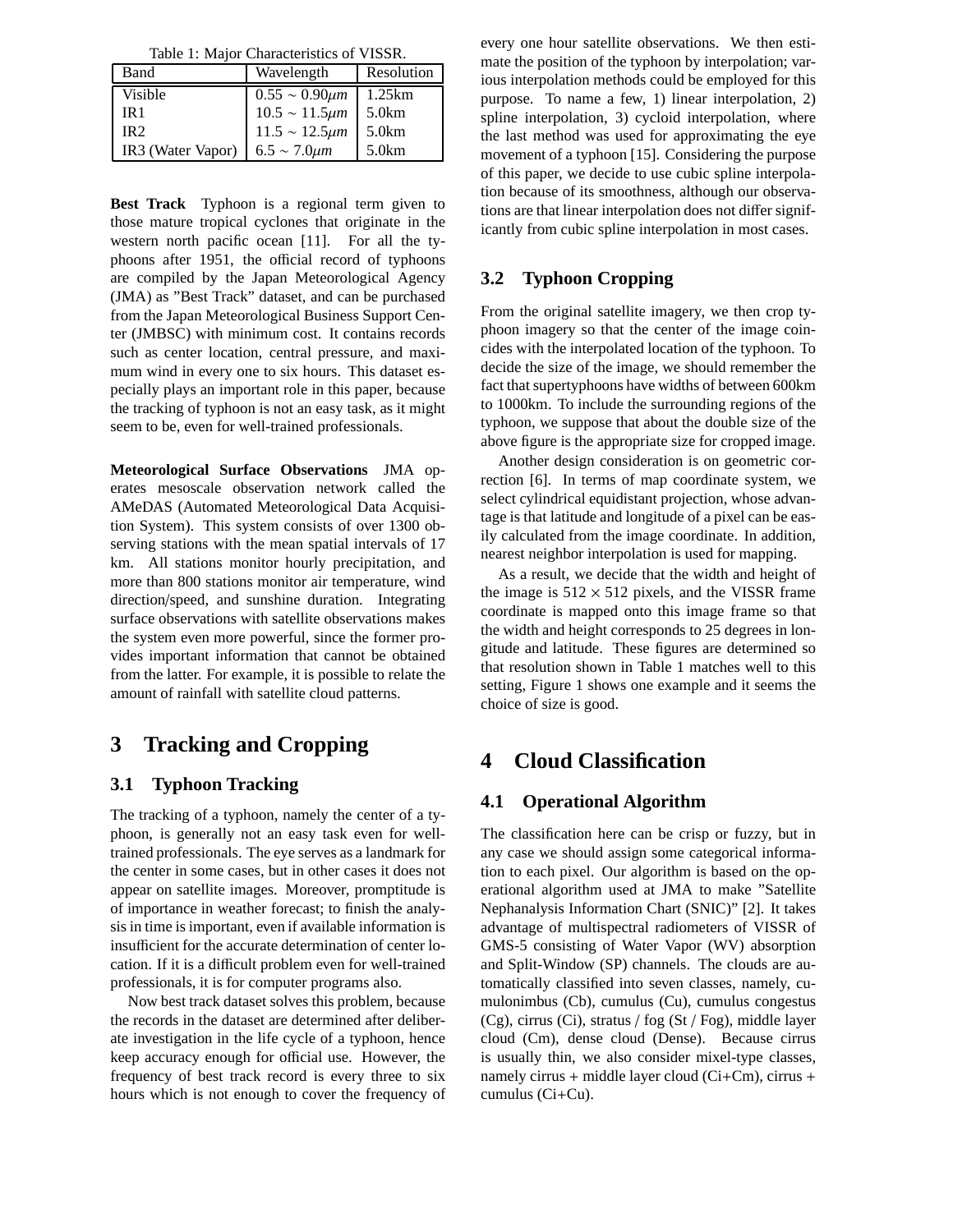Table 1: Major Characteristics of VISSR.

| Band | Wavelength | Resolution |
|---|---|---|
| Visible | $0.55 \sim 0.90\mu m$ | 1.25km |
| IR1 | $10.5 \sim 11.5\mu m$ | 5.0km |
| IR2 | $11.5 \sim 12.5\mu m$ | 5.0km |
| IR3 (Water Vapor) | $6.5 \sim 7.0\mu m$ | 5.0km |

**Best Track** Typhoon is a regional term given to those mature tropical cyclones that originate in the western north pacific ocean [11]. For all the typhoons after 1951, the official record of typhoons are compiled by the Japan Meteorological Agency (JMA) as "Best Track" dataset, and can be purchased from the Japan Meteorological Business Support Center (JMBSC) with minimum cost. It contains records such as center location, central pressure, and maximum wind in every one to six hours. This dataset especially plays an important role in this paper, because the tracking of typhoon is not an easy task, as it might seem to be, even for well-trained professionals.

**Meteorological Surface Observations** JMA operates mesoscale observation network called the AMeDAS (Automated Meteorological Data Acquisition System). This system consists of over 1300 observing stations with the mean spatial intervals of 17 km. All stations monitor hourly precipitation, and more than 800 stations monitor air temperature, wind direction/speed, and sunshine duration. Integrating surface observations with satellite observations makes the system even more powerful, since the former provides important information that cannot be obtained from the latter. For example, it is possible to relate the amount of rainfall with satellite cloud patterns.

# 3 Tracking and Cropping

## 3.1 Typhoon Tracking

The tracking of a typhoon, namely the center of a typhoon, is generally not an easy task even for well-trained professionals. The eye serves as a landmark for the center in some cases, but in other cases it does not appear on satellite images. Moreover, promptitude is of importance in weather forecast; to finish the analysis in time is important, even if available information is insufficient for the accurate determination of center location. If it is a difficult problem even for well-trained professionals, it is for computer programs also.

Now best track dataset solves this problem, because the records in the dataset are determined after deliberate investigation in the life cycle of a typhoon, hence keep accuracy enough for official use. However, the frequency of best track record is every three to six hours which is not enough to cover the frequency of every one hour satellite observations. We then estimate the position of the typhoon by interpolation; various interpolation methods could be employed for this purpose. To name a few, 1) linear interpolation, 2) spline interpolation, 3) cycloid interpolation, where the last method was used for approximating the eye movement of a typhoon [15]. Considering the purpose of this paper, we decide to use cubic spline interpolation because of its smoothness, although our observations are that linear interpolation does not differ significantly from cubic spline interpolation in most cases.

## 3.2 Typhoon Cropping

From the original satellite imagery, we then crop typhoon imagery so that the center of the image coincides with the interpolated location of the typhoon. To decide the size of the image, we should remember the fact that supertyphoons have widths of between 600km to 1000km. To include the surrounding regions of the typhoon, we suppose that about the double size of the above figure is the appropriate size for cropped image.

Another design consideration is on geometric correction [6]. In terms of map coordinate system, we select cylindrical equidistant projection, whose advantage is that latitude and longitude of a pixel can be easily calculated from the image coordinate. In addition, nearest neighbor interpolation is used for mapping.

As a result, we decide that the width and height of the image is $512 \times 512$ pixels, and the VISSR frame coordinate is mapped onto this image frame so that the width and height corresponds to 25 degrees in longitude and latitude. These figures are determined so that resolution shown in Table 1 matches well to this setting, Figure 1 shows one example and it seems the choice of size is good.

# 4 Cloud Classification

## 4.1 Operational Algorithm

The classification here can be crisp or fuzzy, but in any case we should assign some categorical information to each pixel. Our algorithm is based on the operational algorithm used at JMA to make "Satellite Nephanalysis Information Chart (SNIC)" [2]. It takes advantage of multispectral radiometers of VISSR of GMS-5 consisting of Water Vapor (WV) absorption and Split-Window (SP) channels. The clouds are automatically classified into seven classes, namely, cumulonimbus (Cb), cumulus (Cu), cumulus congestus (Cg), cirrus (Ci), stratus / fog (St / Fog), middle layer cloud (Cm), dense cloud (Dense). Because cirrus is usually thin, we also consider mixel-type classes, namely cirrus + middle layer cloud (Ci+Cm), cirrus + cumulus (Ci+Cu).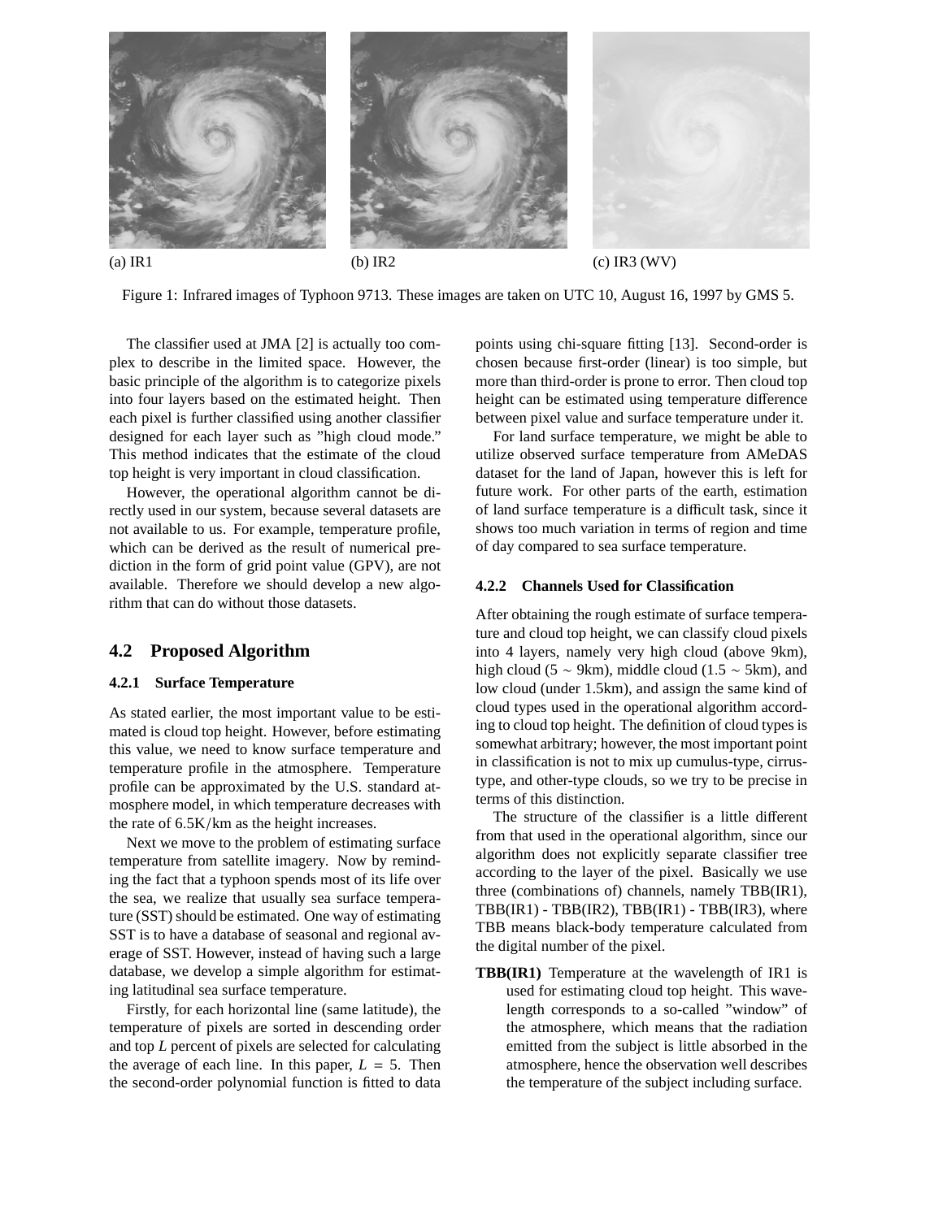(a) IR1

(b) IR2

(c) IR3 (WV)

Figure 1: Infrared images of Typhoon 9713. These images are taken on UTC 10, August 16, 1997 by GMS 5.

The classifier used at JMA [2] is actually too complex to describe in the limited space. However, the basic principle of the algorithm is to categorize pixels into four layers based on the estimated height. Then each pixel is further classified using another classifier designed for each layer such as "high cloud mode." This method indicates that the estimate of the cloud top height is very important in cloud classification.

However, the operational algorithm cannot be directly used in our system, because several datasets are not available to us. For example, temperature profile, which can be derived as the result of numerical prediction in the form of grid point value (GPV), are not available. Therefore we should develop a new algorithm that can do without those datasets.

## 4.2 Proposed Algorithm

### 4.2.1 Surface Temperature

As stated earlier, the most important value to be estimated is cloud top height. However, before estimating this value, we need to know surface temperature and temperature profile in the atmosphere. Temperature profile can be approximated by the U.S. standard atmosphere model, in which temperature decreases with the rate of 6.5K/km as the height increases.

Next we move to the problem of estimating surface temperature from satellite imagery. Now by reminding the fact that a typhoon spends most of its life over the sea, we realize that usually sea surface temperature (SST) should be estimated. One way of estimating SST is to have a database of seasonal and regional average of SST. However, instead of having such a large database, we develop a simple algorithm for estimating latitudinal sea surface temperature.

Firstly, for each horizontal line (same latitude), the temperature of pixels are sorted in descending order and top $L$ percent of pixels are selected for calculating the average of each line. In this paper, $L = 5$. Then the second-order polynomial function is fitted to data points using chi-square fitting [13]. Second-order is chosen because first-order (linear) is too simple, but more than third-order is prone to error. Then cloud top height can be estimated using temperature difference between pixel value and surface temperature under it.

For land surface temperature, we might be able to utilize observed surface temperature from AMeDAS dataset for the land of Japan, however this is left for future work. For other parts of the earth, estimation of land surface temperature is a difficult task, since it shows too much variation in terms of region and time of day compared to sea surface temperature.

### 4.2.2 Channels Used for Classification

After obtaining the rough estimate of surface temperature and cloud top height, we can classify cloud pixels into 4 layers, namely very high cloud (above 9km), high cloud (5 ~ 9km), middle cloud (1.5 ~ 5km), and low cloud (under 1.5km), and assign the same kind of cloud types used in the operational algorithm according to cloud top height. The definition of cloud types is somewhat arbitrary; however, the most important point in classification is not to mix up cumulus-type, cirrus-type, and other-type clouds, so we try to be precise in terms of this distinction.

The structure of the classifier is a little different from that used in the operational algorithm, since our algorithm does not explicitly separate classifier tree according to the layer of the pixel. Basically we use three (combinations of) channels, namely TBB(IR1), TBB(IR1) - TBB(IR2), TBB(IR1) - TBB(IR3), where TBB means black-body temperature calculated from the digital number of the pixel.

**TBB(IR1)** Temperature at the wavelength of IR1 is used for estimating cloud top height. This wavelength corresponds to a so-called "window" of the atmosphere, which means that the radiation emitted from the subject is little absorbed in the atmosphere, hence the observation well describes the temperature of the subject including surface.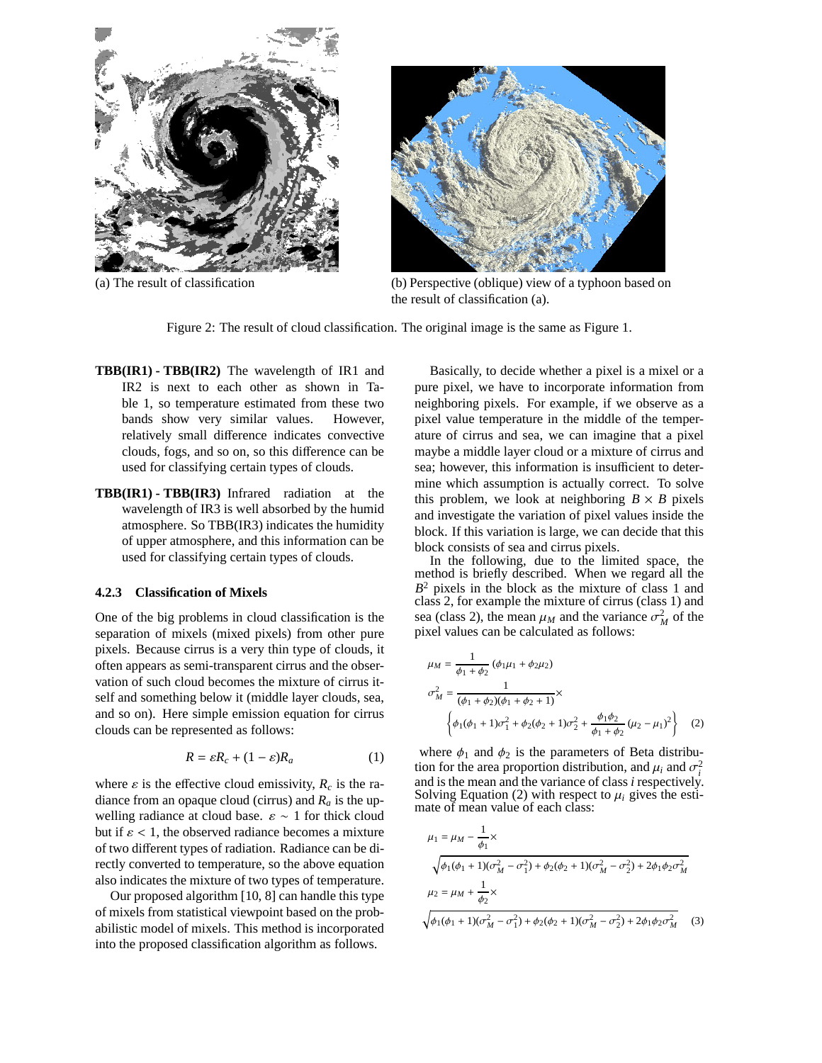(a) The result of classification

(b) Perspective (oblique) view of a typhoon based on the result of classification (a).

Figure 2: The result of cloud classification. The original image is the same as Figure 1.

**TBB(IR1) - TBB(IR2)** The wavelength of IR1 and IR2 is next to each other as shown in Table 1, so temperature estimated from these two bands show very similar values. However, relatively small difference indicates convective clouds, fogs, and so on, so this difference can be used for classifying certain types of clouds.

**TBB(IR1) - TBB(IR3)** Infrared radiation at the wavelength of IR3 is well absorbed by the humid atmosphere. So TBB(IR3) indicates the humidity of upper atmosphere, and this information can be used for classifying certain types of clouds.

#### 4.2.3 Classification of Mixels

One of the big problems in cloud classification is the separation of mixels (mixed pixels) from other pure pixels. Because cirrus is a very thin type of clouds, it often appears as semi-transparent cirrus and the observation of such cloud becomes the mixture of cirrus itself and something below it (middle layer clouds, sea, and so on). Here simple emission equation for cirrus clouds can be represented as follows:

$$R = \varepsilon R_c + (1 - \varepsilon) R_a \quad (1)$$

where $\varepsilon$ is the effective cloud emissivity, $R_c$ is the radiance from an opaque cloud (cirrus) and $R_a$ is the upwelling radiance at cloud base. $\varepsilon \sim 1$ for thick cloud but if $\varepsilon < 1$, the observed radiance becomes a mixture of two different types of radiation. Radiance can be directly converted to temperature, so the above equation also indicates the mixture of two types of temperature.

Our proposed algorithm [10, 8] can handle this type of mixels from statistical viewpoint based on the probabilistic model of mixels. This method is incorporated into the proposed classification algorithm as follows.

Basically, to decide whether a pixel is a mixel or a pure pixel, we have to incorporate information from neighboring pixels. For example, if we observe as a pixel value temperature in the middle of the temperature of cirrus and sea, we can imagine that a pixel maybe a middle layer cloud or a mixture of cirrus and sea; however, this information is insufficient to determine which assumption is actually correct. To solve this problem, we look at neighboring $B \times B$ pixels and investigate the variation of pixel values inside the block. If this variation is large, we can decide that this block consists of sea and cirrus pixels.

In the following, due to the limited space, the method is briefly described. When we regard all the $B^2$ pixels in the block as the mixture of class 1 and class 2, for example the mixture of cirrus (class 1) and sea (class 2), the mean $\mu_M$ and the variance $\sigma_M^2$ of the pixel values can be calculated as follows:

$$\mu_M = \frac{1}{\phi_1 + \phi_2}(\phi_1 \mu_1 + \phi_2 \mu_2)$$

$$\sigma_M^2 = \frac{1}{(\phi_1 + \phi_2)(\phi_1 + \phi_2 + 1)} \times \left\{ \phi_1(\phi_1 + 1)\sigma_1^2 + \phi_2(\phi_2 + 1)\sigma_2^2 + \frac{\phi_1 \phi_2}{\phi_1 + \phi_2}(\mu_2 - \mu_1)^2 \right\} \quad (2)$$

where $\phi_1$ and $\phi_2$ is the parameters of Beta distribution for the area proportion distribution, and $\mu_i$ and $\sigma_i^2$ and is the mean and the variance of class $i$ respectively. Solving Equation (2) with respect to $\mu_i$ gives the estimate of mean value of each class:

$$\mu_1 = \mu_M - \frac{1}{\phi_1} \times \sqrt{\phi_1(\phi_1 + 1)(\sigma_M^2 - \sigma_1^2) + \phi_2(\phi_2 + 1)(\sigma_M^2 - \sigma_2^2) + 2\phi_1 \phi_2 \sigma_M^2}$$

$$\mu_2 = \mu_M + \frac{1}{\phi_2} \times \sqrt{\phi_1(\phi_1 + 1)(\sigma_M^2 - \sigma_1^2) + \phi_2(\phi_2 + 1)(\sigma_M^2 - \sigma_2^2) + 2\phi_1 \phi_2 \sigma_M^2} \quad (3)$$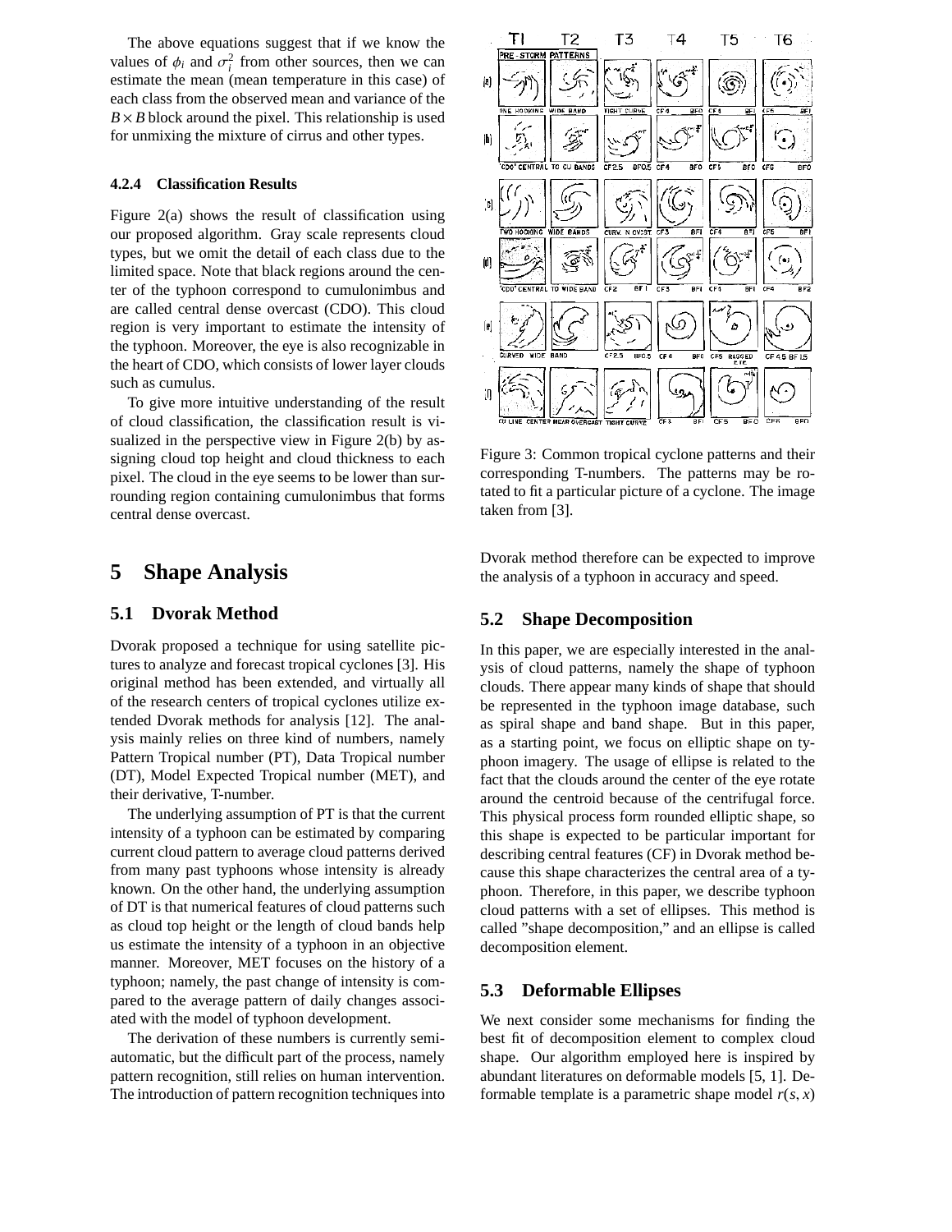The above equations suggest that if we know the values of $\phi_i$ and $\sigma_i^2$ from other sources, then we can estimate the mean (mean temperature in this case) of each class from the observed mean and variance of the $B \times B$ block around the pixel. This relationship is used for unmixing the mixture of cirrus and other types.

#### 4.2.4 Classification Results

Figure 2(a) shows the result of classification using our proposed algorithm. Gray scale represents cloud types, but we omit the detail of each class due to the limited space. Note that black regions around the center of the typhoon correspond to cumulonimbus and are called central dense overcast (CDO). This cloud region is very important to estimate the intensity of the typhoon. Moreover, the eye is also recognizable in the heart of CDO, which consists of lower layer clouds such as cumulus.

To give more intuitive understanding of the result of cloud classification, the classification result is visualized in the perspective view in Figure 2(b) by assigning cloud top height and cloud thickness to each pixel. The cloud in the eye seems to be lower than surrounding region containing cumulonimbus that forms central dense overcast.

## 5 Shape Analysis

### 5.1 Dvorak Method

Dvorak proposed a technique for using satellite pictures to analyze and forecast tropical cyclones [3]. His original method has been extended, and virtually all of the research centers of tropical cyclones utilize extended Dvorak methods for analysis [12]. The analysis mainly relies on three kind of numbers, namely Pattern Tropical number (PT), Data Tropical number (DT), Model Expected Tropical number (MET), and their derivative, T-number.

The underlying assumption of PT is that the current intensity of a typhoon can be estimated by comparing current cloud pattern to average cloud patterns derived from many past typhoons whose intensity is already known. On the other hand, the underlying assumption of DT is that numerical features of cloud patterns such as cloud top height or the length of cloud bands help us estimate the intensity of a typhoon in an objective manner. Moreover, MET focuses on the history of a typhoon; namely, the past change of intensity is compared to the average pattern of daily changes associated with the model of typhoon development.

The derivation of these numbers is currently semi-automatic, but the difficult part of the process, namely pattern recognition, still relies on human intervention. The introduction of pattern recognition techniques into Dvorak method therefore can be expected to improve the analysis of a typhoon in accuracy and speed.

Figure 3: Common tropical cyclone patterns and their corresponding T-numbers. The patterns may be rotated to fit a particular picture of a cyclone. The image taken from [3].

### 5.2 Shape Decomposition

In this paper, we are especially interested in the analysis of cloud patterns, namely the shape of typhoon clouds. There appear many kinds of shape that should be represented in the typhoon image database, such as spiral shape and band shape. But in this paper, as a starting point, we focus on elliptic shape on typhoon imagery. The usage of ellipse is related to the fact that the clouds around the center of the eye rotate around the centroid because of the centrifugal force. This physical process form rounded elliptic shape, so this shape is expected to be particular important for describing central features (CF) in Dvorak method because this shape characterizes the central area of a typhoon. Therefore, in this paper, we describe typhoon cloud patterns with a set of ellipses. This method is called "shape decomposition," and an ellipse is called decomposition element.

### 5.3 Deformable Ellipses

We next consider some mechanisms for finding the best fit of decomposition element to complex cloud shape. Our algorithm employed here is inspired by abundant literatures on deformable models [5, 1]. Deformable template is a parametric shape model $r(s, x)$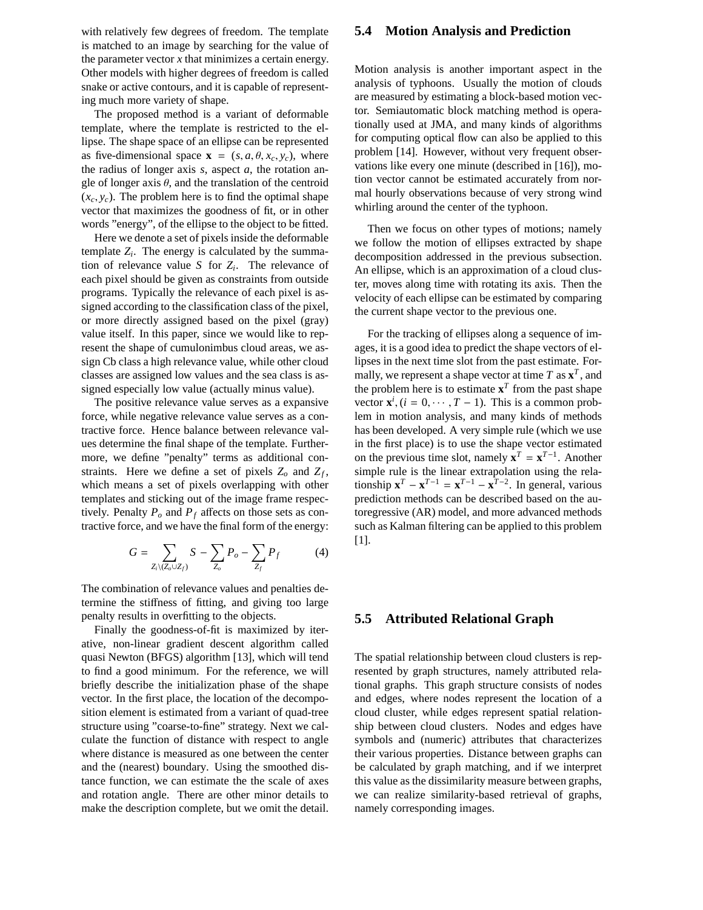with relatively few degrees of freedom. The template is matched to an image by searching for the value of the parameter vector $x$ that minimizes a certain energy. Other models with higher degrees of freedom is called snake or active contours, and it is capable of representing much more variety of shape.

The proposed method is a variant of deformable template, where the template is restricted to the ellipse. The shape space of an ellipse can be represented as five-dimensional space $\mathbf{x} = (s, a, \theta, x_c, y_c)$, where the radius of longer axis $s$, aspect $a$, the rotation angle of longer axis $\theta$, and the translation of the centroid $(x_c, y_c)$. The problem here is to find the optimal shape vector that maximizes the goodness of fit, or in other words "energy", of the ellipse to the object to be fitted.

Here we denote a set of pixels inside the deformable template $Z_i$. The energy is calculated by the summation of relevance value $S$ for $Z_i$. The relevance of each pixel should be given as constraints from outside programs. Typically the relevance of each pixel is assigned according to the classification class of the pixel, or more directly assigned based on the pixel (gray) value itself. In this paper, since we would like to represent the shape of cumulonimbus cloud areas, we assign Cb class a high relevance value, while other cloud classes are assigned low values and the sea class is assigned especially low value (actually minus value).

The positive relevance value serves as a expansive force, while negative relevance value serves as a contractive force. Hence balance between relevance values determine the final shape of the template. Furthermore, we define "penalty" terms as additional constraints. Here we define a set of pixels $Z_o$ and $Z_f$, which means a set of pixels overlapping with other templates and sticking out of the image frame respectively. Penalty $P_o$ and $P_f$ affects on those sets as contractive force, and we have the final form of the energy:

$$G = \sum_{Z_i \setminus (Z_o \cup Z_f)} S - \sum_{Z_o} P_o - \sum_{Z_f} P_f \qquad (4)$$

The combination of relevance values and penalties determine the stiffness of fitting, and giving too large penalty results in overfitting to the objects.

Finally the goodness-of-fit is maximized by iterative, non-linear gradient descent algorithm called quasi Newton (BFGS) algorithm [13], which will tend to find a good minimum. For the reference, we will briefly describe the initialization phase of the shape vector. In the first place, the location of the decomposition element is estimated from a variant of quad-tree structure using "coarse-to-fine" strategy. Next we calculate the function of distance with respect to angle where distance is measured as one between the center and the (nearest) boundary. Using the smoothed distance function, we can estimate the the scale of axes and rotation angle. There are other minor details to make the description complete, but we omit the detail.

## 5.4 Motion Analysis and Prediction

Motion analysis is another important aspect in the analysis of typhoons. Usually the motion of clouds are measured by estimating a block-based motion vector. Semiautomatic block matching method is operationally used at JMA, and many kinds of algorithms for computing optical flow can also be applied to this problem [14]. However, without very frequent observations like every one minute (described in [16]), motion vector cannot be estimated accurately from normal hourly observations because of very strong wind whirling around the center of the typhoon.

Then we focus on other types of motions; namely we follow the motion of ellipses extracted by shape decomposition addressed in the previous subsection. An ellipse, which is an approximation of a cloud cluster, moves along time with rotating its axis. Then the velocity of each ellipse can be estimated by comparing the current shape vector to the previous one.

For the tracking of ellipses along a sequence of images, it is a good idea to predict the shape vectors of ellipses in the next time slot from the past estimate. Formally, we represent a shape vector at time $T$ as $\mathbf{x}^T$, and the problem here is to estimate $\mathbf{x}^T$ from the past shape vector $\mathbf{x}^i, (i = 0, \cdots, T-1)$. This is a common problem in motion analysis, and many kinds of methods has been developed. A very simple rule (which we use in the first place) is to use the shape vector estimated on the previous time slot, namely $\mathbf{x}^T = \mathbf{x}^{T-1}$. Another simple rule is the linear extrapolation using the relationship $\mathbf{x}^T - \mathbf{x}^{T-1} = \mathbf{x}^{T-1} - \mathbf{x}^{T-2}$. In general, various prediction methods can be described based on the autoregressive (AR) model, and more advanced methods such as Kalman filtering can be applied to this problem [1].

## 5.5 Attributed Relational Graph

The spatial relationship between cloud clusters is represented by graph structures, namely attributed relational graphs. This graph structure consists of nodes and edges, where nodes represent the location of a cloud cluster, while edges represent spatial relationship between cloud clusters. Nodes and edges have symbols and (numeric) attributes that characterizes their various properties. Distance between graphs can be calculated by graph matching, and if we interpret this value as the dissimilarity measure between graphs, we can realize similarity-based retrieval of graphs, namely corresponding images.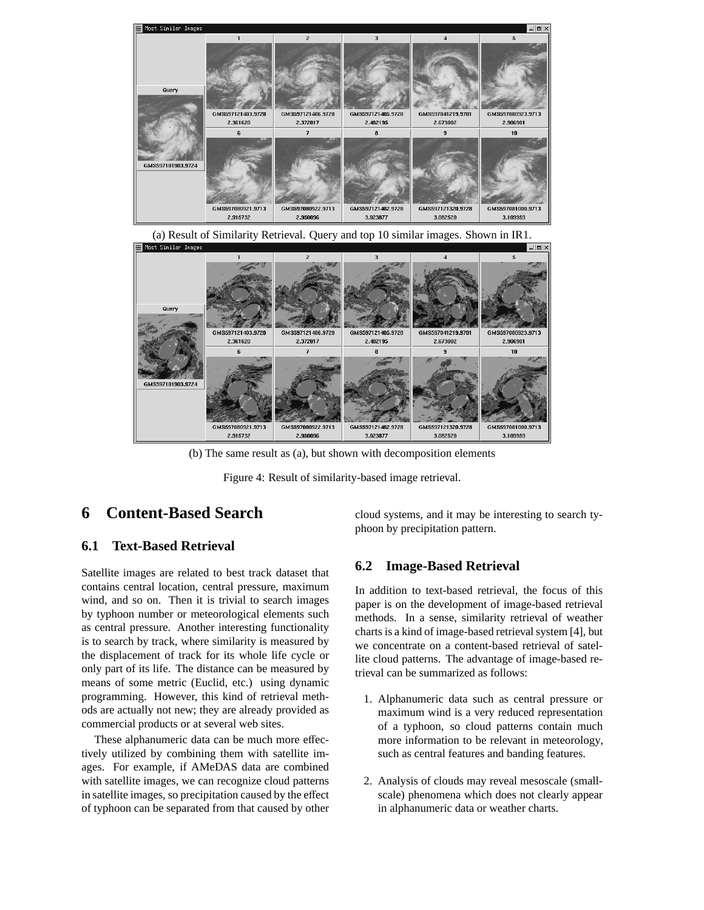(a) Result of Similarity Retrieval. Query and top 10 similar images. Shown in IR1.

(b) The same result as (a), but shown with decomposition elements

Figure 4: Result of similarity-based image retrieval.

## 6 Content-Based Search

### 6.1 Text-Based Retrieval

Satellite images are related to best track dataset that contains central location, central pressure, maximum wind, and so on. Then it is trivial to search images by typhoon number or meteorological elements such as central pressure. Another interesting functionality is to search by track, where similarity is measured by the displacement of track for its whole life cycle or only part of its life. The distance can be measured by means of some metric (Euclid, etc.) using dynamic programming. However, this kind of retrieval methods are actually not new; they are already provided as commercial products or at several web sites.

These alphanumeric data can be much more effectively utilized by combining them with satellite images. For example, if AMeDAS data are combined with satellite images, we can recognize cloud patterns in satellite images, so precipitation caused by the effect of typhoon can be separated from that caused by other cloud systems, and it may be interesting to search typhoon by precipitation pattern.

### 6.2 Image-Based Retrieval

In addition to text-based retrieval, the focus of this paper is on the development of image-based retrieval methods. In a sense, similarity retrieval of weather charts is a kind of image-based retrieval system [4], but we concentrate on a content-based retrieval of satellite cloud patterns. The advantage of image-based retrieval can be summarized as follows:

1. Alphanumeric data such as central pressure or maximum wind is a very reduced representation of a typhoon, so cloud patterns contain much more information to be relevant in meteorology, such as central features and banding features.

2. Analysis of clouds may reveal mesoscale (small-scale) phenomena which does not clearly appear in alphanumeric data or weather charts.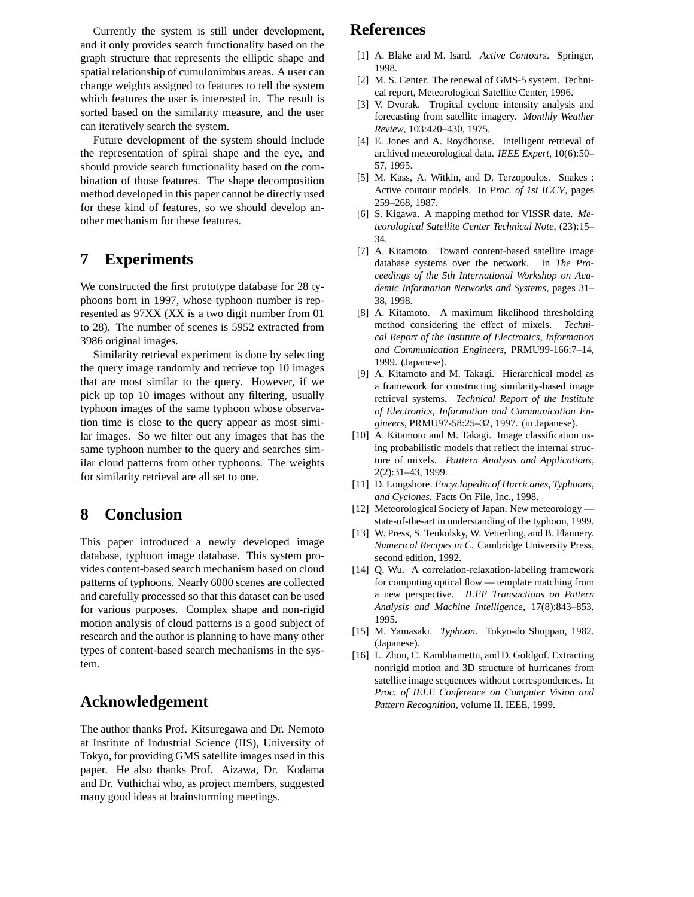Currently the system is still under development, and it only provides search functionality based on the graph structure that represents the elliptic shape and spatial relationship of cumulonimbus areas. A user can change weights assigned to features to tell the system which features the user is interested in. The result is sorted based on the similarity measure, and the user can iteratively search the system.

Future development of the system should include the representation of spiral shape and the eye, and should provide search functionality based on the combination of those features. The shape decomposition method developed in this paper cannot be directly used for these kind of features, so we should develop another mechanism for these features.

## 7 Experiments

We constructed the first prototype database for 28 typhoons born in 1997, whose typhoon number is represented as 97XX (XX is a two digit number from 01 to 28). The number of scenes is 5952 extracted from 3986 original images.

Similarity retrieval experiment is done by selecting the query image randomly and retrieve top 10 images that are most similar to the query. However, if we pick up top 10 images without any filtering, usually typhoon images of the same typhoon whose observation time is close to the query appear as most similar images. So we filter out any images that has the same typhoon number to the query and searches similar cloud patterns from other typhoons. The weights for similarity retrieval are all set to one.

## 8 Conclusion

This paper introduced a newly developed image database, typhoon image database. This system provides content-based search mechanism based on cloud patterns of typhoons. Nearly 6000 scenes are collected and carefully processed so that this dataset can be used for various purposes. Complex shape and non-rigid motion analysis of cloud patterns is a good subject of research and the author is planning to have many other types of content-based search mechanisms in the system.

## Acknowledgement

The author thanks Prof. Kitsuregawa and Dr. Nemoto at Institute of Industrial Science (IIS), University of Tokyo, for providing GMS satellite images used in this paper. He also thanks Prof. Aizawa, Dr. Kodama and Dr. Vuthichai who, as project members, suggested many good ideas at brainstorming meetings.

## References

[1] A. Blake and M. Isard. *Active Contours*. Springer, 1998.

[2] M. S. Center. The renewal of GMS-5 system. Technical report, Meteorological Satellite Center, 1996.

[3] V. Dvorak. Tropical cyclone intensity analysis and forecasting from satellite imagery. *Monthly Weather Review*, 103:420–430, 1975.

[4] E. Jones and A. Roydhouse. Intelligent retrieval of archived meteorological data. *IEEE Expert*, 10(6):50–57, 1995.

[5] M. Kass, A. Witkin, and D. Terzopoulos. Snakes : Active coutour models. In *Proc. of 1st ICCV*, pages 259–268, 1987.

[6] S. Kigawa. A mapping method for VISSR date. *Meteorological Satellite Center Technical Note*, (23):15–34.

[7] A. Kitamoto. Toward content-based satellite image database systems over the network. In *The Proceedings of the 5th International Workshop on Academic Information Networks and Systems*, pages 31–38, 1998.

[8] A. Kitamoto. A maximum likelihood thresholding method considering the effect of mixels. *Technical Report of the Institute of Electronics, Information and Communication Engineers*, PRMU99-166:7–14, 1999. (Japanese).

[9] A. Kitamoto and M. Takagi. Hierarchical model as a framework for constructing similarity-based image retrieval systems. *Technical Report of the Institute of Electronics, Information and Communication Engineers*, PRMU97-58:25–32, 1997. (in Japanese).

[10] A. Kitamoto and M. Takagi. Image classification using probabilistic models that reflect the internal structure of mixels. *Patttern Analysis and Applications*, 2(2):31–43, 1999.

[11] D. Longshore. *Encyclopedia of Hurricanes, Typhoons, and Cyclones*. Facts On File, Inc., 1998.

[12] Meteorological Society of Japan. New meteorology — state-of-the-art in understanding of the typhoon, 1999.

[13] W. Press, S. Teukolsky, W. Vetterling, and B. Flannery. *Numerical Recipes in C*. Cambridge University Press, second edition, 1992.

[14] Q. Wu. A correlation-relaxation-labeling framework for computing optical flow — template matching from a new perspective. *IEEE Transactions on Pattern Analysis and Machine Intelligence*, 17(8):843–853, 1995.

[15] M. Yamasaki. *Typhoon*. Tokyo-do Shuppan, 1982. (Japanese).

[16] L. Zhou, C. Kambhamettu, and D. Goldgof. Extracting nonrigid motion and 3D structure of hurricanes from satellite image sequences without correspondences. In *Proc. of IEEE Conference on Computer Vision and Pattern Recognition*, volume II. IEEE, 1999.